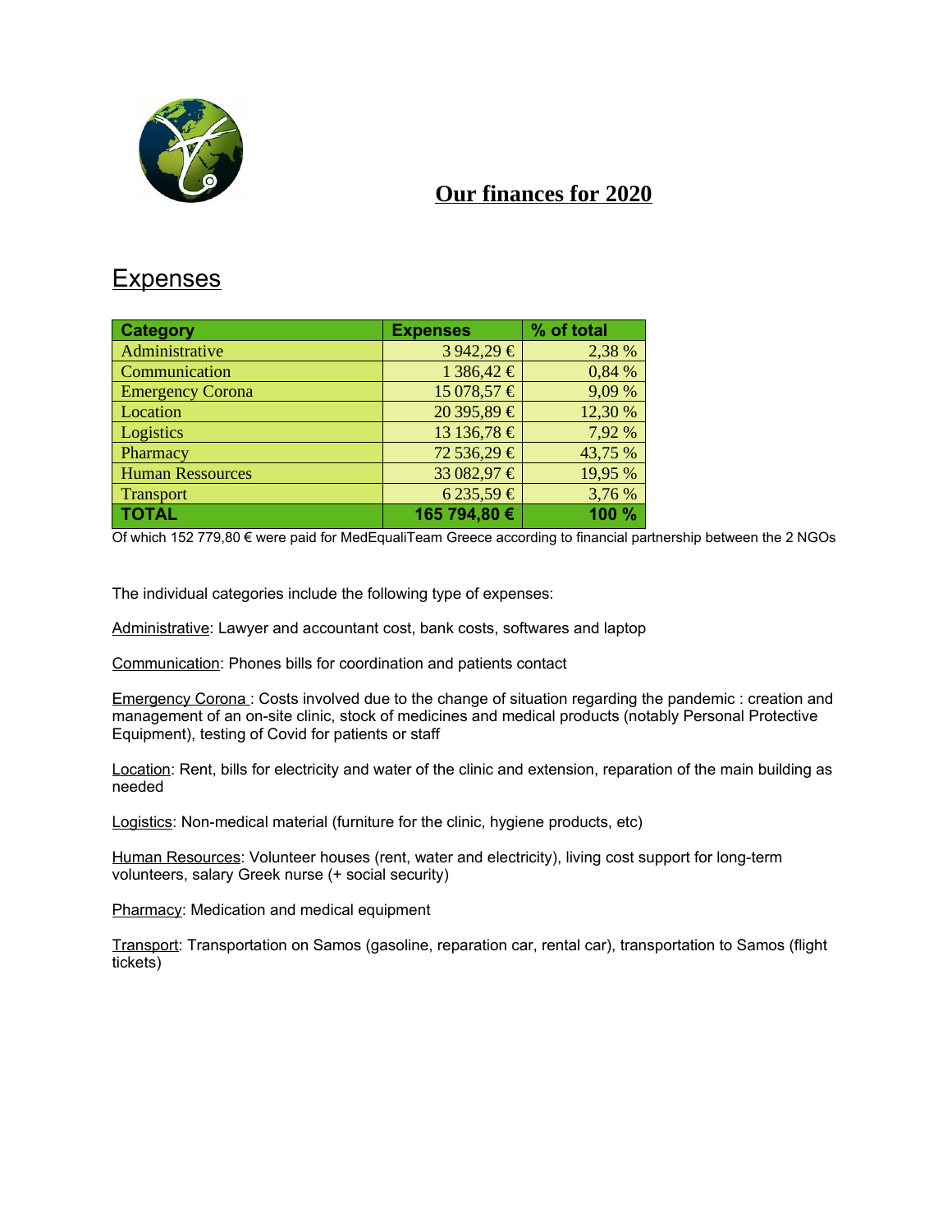# Our finances for 2020

## Expenses

| Category | Expenses | % of total |
|---|---|---|
| Administrative | 3 942,29 € | 2,38 % |
| Communication | 1 386,42 € | 0,84 % |
| Emergency Corona | 15 078,57 € | 9,09 % |
| Location | 20 395,89 € | 12,30 % |
| Logistics | 13 136,78 € | 7,92 % |
| Pharmacy | 72 536,29 € | 43,75 % |
| Human Ressources | 33 082,97 € | 19,95 % |
| Transport | 6 235,59 € | 3,76 % |
| **TOTAL** | **165 794,80 €** | **100 %** |

Of which 152 779,80 € were paid for MedEqualiTeam Greece according to financial partnership between the 2 NGOs

The individual categories include the following type of expenses:

Administrative: Lawyer and accountant cost, bank costs, softwares and laptop

Communication: Phones bills for coordination and patients contact

Emergency Corona : Costs involved due to the change of situation regarding the pandemic : creation and management of an on-site clinic, stock of medicines and medical products (notably Personal Protective Equipment), testing of Covid for patients or staff

Location: Rent, bills for electricity and water of the clinic and extension, reparation of the main building as needed

Logistics: Non-medical material (furniture for the clinic, hygiene products, etc)

Human Resources: Volunteer houses (rent, water and electricity), living cost support for long-term volunteers, salary Greek nurse (+ social security)

Pharmacy: Medication and medical equipment

Transport: Transportation on Samos (gasoline, reparation car, rental car), transportation to Samos (flight tickets)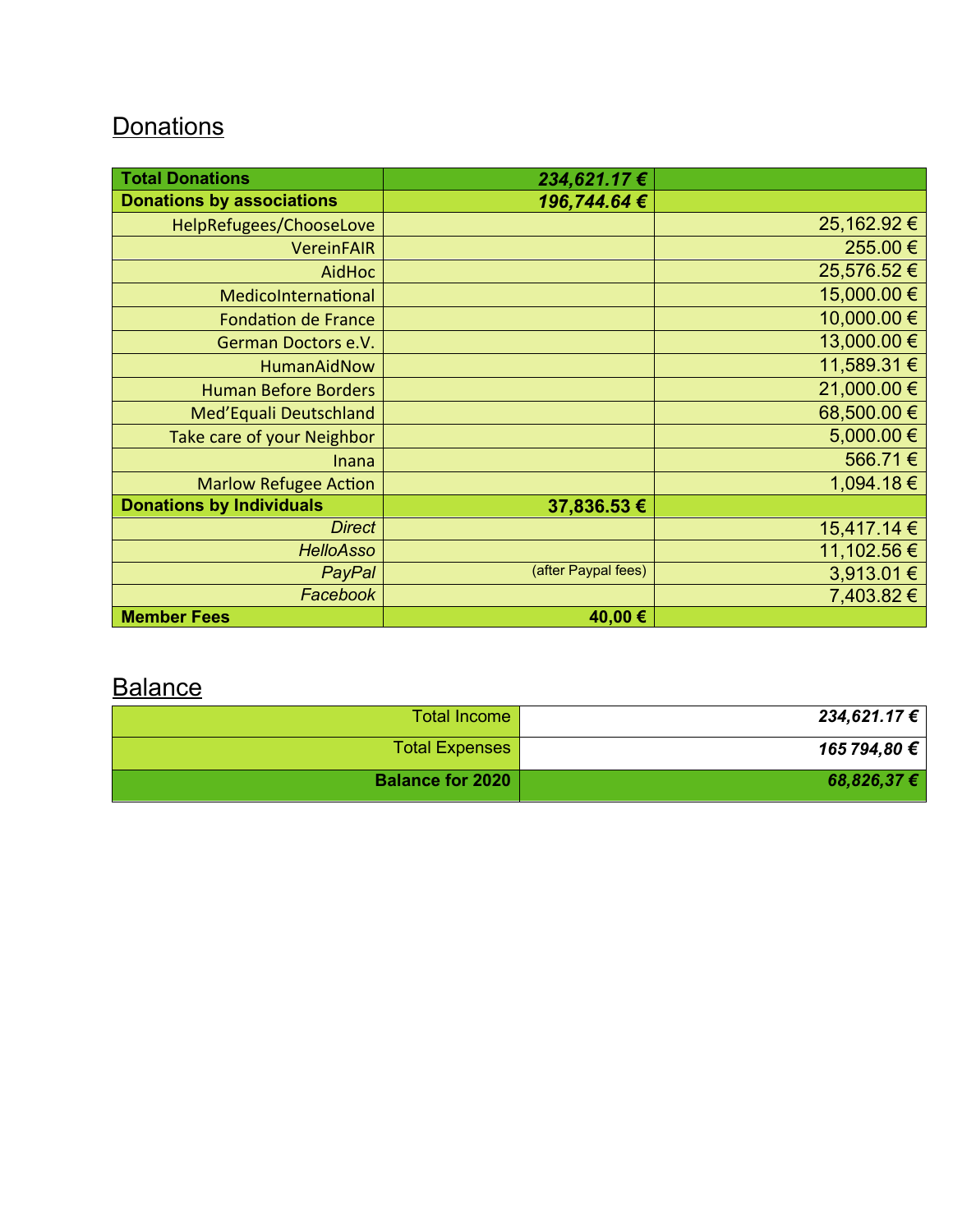## Donations

| | | |
|---|---|---|
| **Total Donations** | ***234,621.17 €*** | |
| **Donations by associations** | ***196,744.64 €*** | |
| HelpRefugees/ChooseLove | | 25,162.92 € |
| VereinFAIR | | 255.00 € |
| AidHoc | | 25,576.52 € |
| MedicoInternational | | 15,000.00 € |
| Fondation de France | | 10,000.00 € |
| German Doctors e.V. | | 13,000.00 € |
| HumanAidNow | | 11,589.31 € |
| Human Before Borders | | 21,000.00 € |
| Med'Equali Deutschland | | 68,500.00 € |
| Take care of your Neighbor | | 5,000.00 € |
| Inana | | 566.71 € |
| Marlow Refugee Action | | 1,094.18 € |
| **Donations by Individuals** | **37,836.53 €** | |
| *Direct* | | 15,417.14 € |
| *HelloAsso* | | 11,102.56 € |
| *PayPal* | (after Paypal fees) | 3,913.01 € |
| *Facebook* | | 7,403.82 € |
| **Member Fees** | **40,00 €** | |

## Balance

| | |
|---|---|
| Total Income | ***234,621.17 €*** |
| Total Expenses | ***165 794,80 €*** |
| **Balance for 2020** | ***68,826,37 €*** |